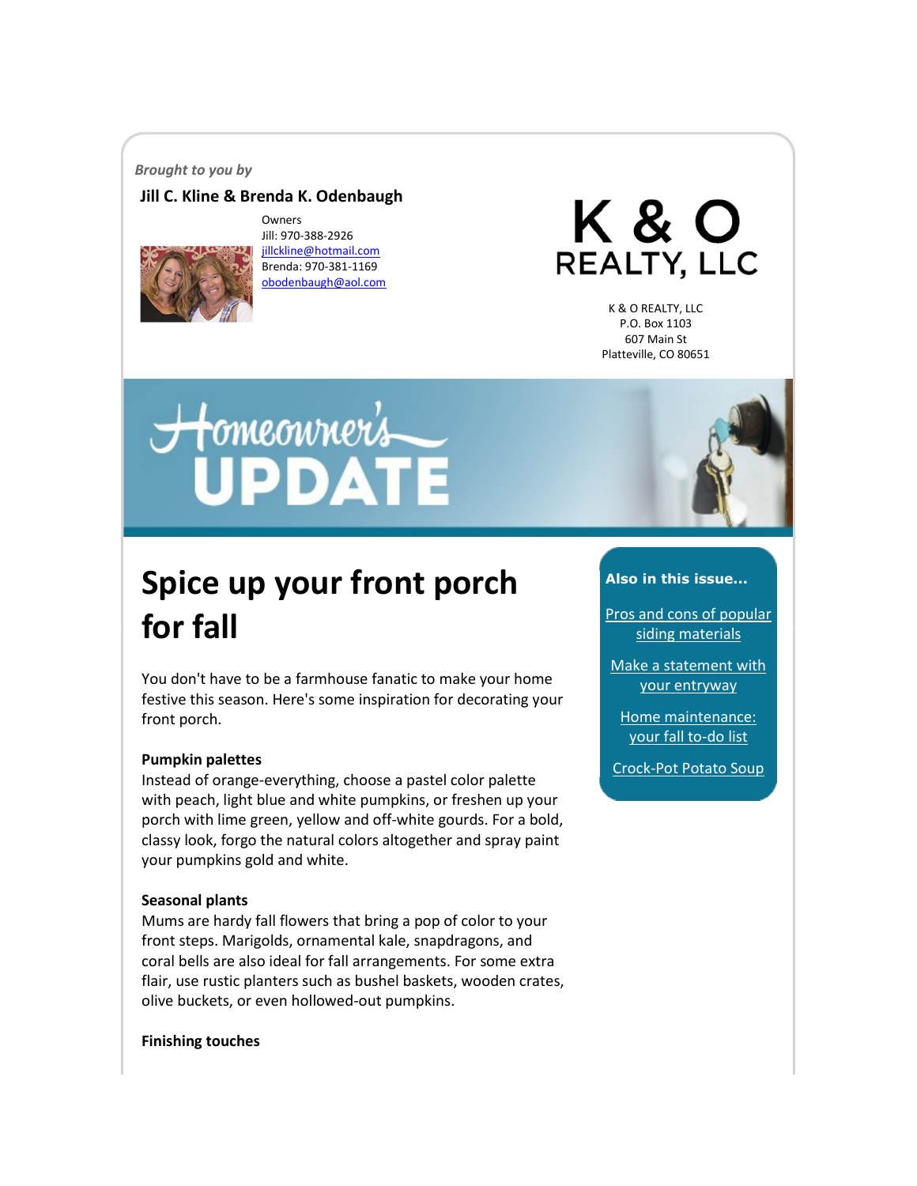*Brought to you by*

**Jill C. Kline & Brenda K. Odenbaugh**

Owners
Jill: 970-388-2926
jillckline@hotmail.com
Brenda: 970-381-1169
obodenbaugh@aol.com

K & O REALTY, LLC

K & O REALTY, LLC
P.O. Box 1103
607 Main St
Platteville, CO 80651

Homeowner's UPDATE

# Spice up your front porch for fall

You don't have to be a farmhouse fanatic to make your home festive this season. Here's some inspiration for decorating your front porch.

**Pumpkin palettes**
Instead of orange-everything, choose a pastel color palette with peach, light blue and white pumpkins, or freshen up your porch with lime green, yellow and off-white gourds. For a bold, classy look, forgo the natural colors altogether and spray paint your pumpkins gold and white.

**Seasonal plants**
Mums are hardy fall flowers that bring a pop of color to your front steps. Marigolds, ornamental kale, snapdragons, and coral bells are also ideal for fall arrangements. For some extra flair, use rustic planters such as bushel baskets, wooden crates, olive buckets, or even hollowed-out pumpkins.

**Finishing touches**

**Also in this issue...**

- Pros and cons of popular siding materials
- Make a statement with your entryway
- Home maintenance: your fall to-do list
- Crock-Pot Potato Soup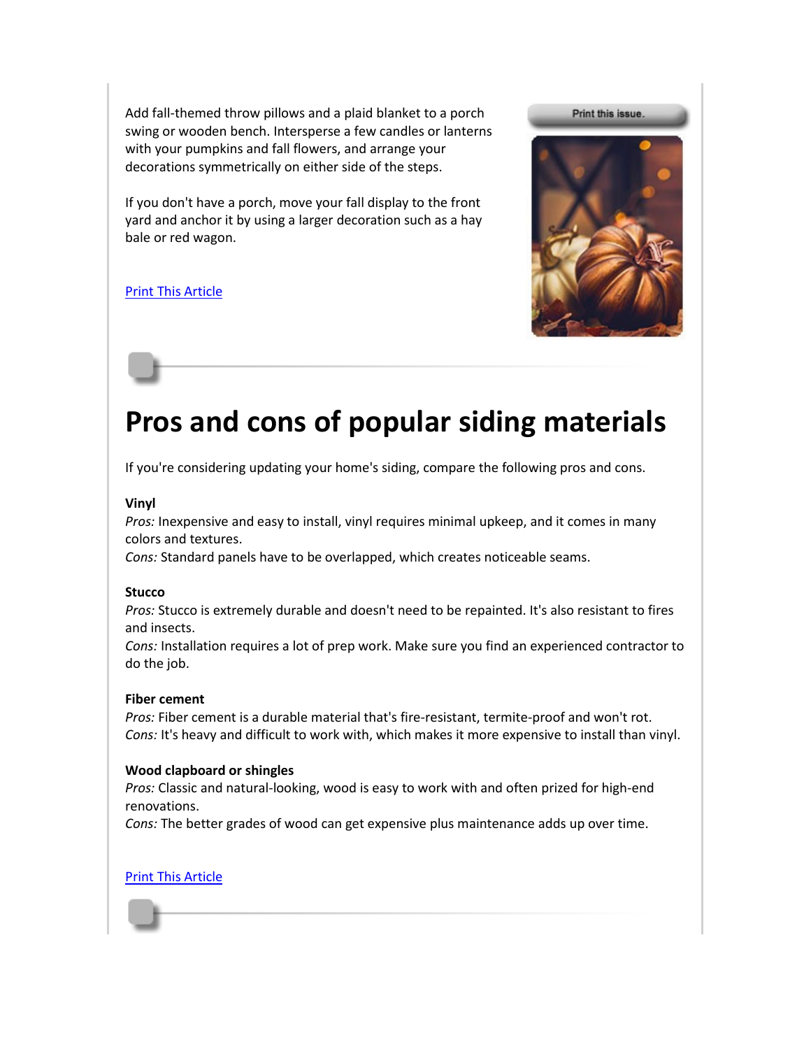Add fall-themed throw pillows and a plaid blanket to a porch swing or wooden bench. Intersperse a few candles or lanterns with your pumpkins and fall flowers, and arrange your decorations symmetrically on either side of the steps.

If you don't have a porch, move your fall display to the front yard and anchor it by using a larger decoration such as a hay bale or red wagon.

Print This Article

Print this issue.

# Pros and cons of popular siding materials

If you're considering updating your home's siding, compare the following pros and cons.

**Vinyl**
*Pros:* Inexpensive and easy to install, vinyl requires minimal upkeep, and it comes in many colors and textures.
*Cons:* Standard panels have to be overlapped, which creates noticeable seams.

**Stucco**
*Pros:* Stucco is extremely durable and doesn't need to be repainted. It's also resistant to fires and insects.
*Cons:* Installation requires a lot of prep work. Make sure you find an experienced contractor to do the job.

**Fiber cement**
*Pros:* Fiber cement is a durable material that's fire-resistant, termite-proof and won't rot.
*Cons:* It's heavy and difficult to work with, which makes it more expensive to install than vinyl.

**Wood clapboard or shingles**
*Pros:* Classic and natural-looking, wood is easy to work with and often prized for high-end renovations.
*Cons:* The better grades of wood can get expensive plus maintenance adds up over time.

Print This Article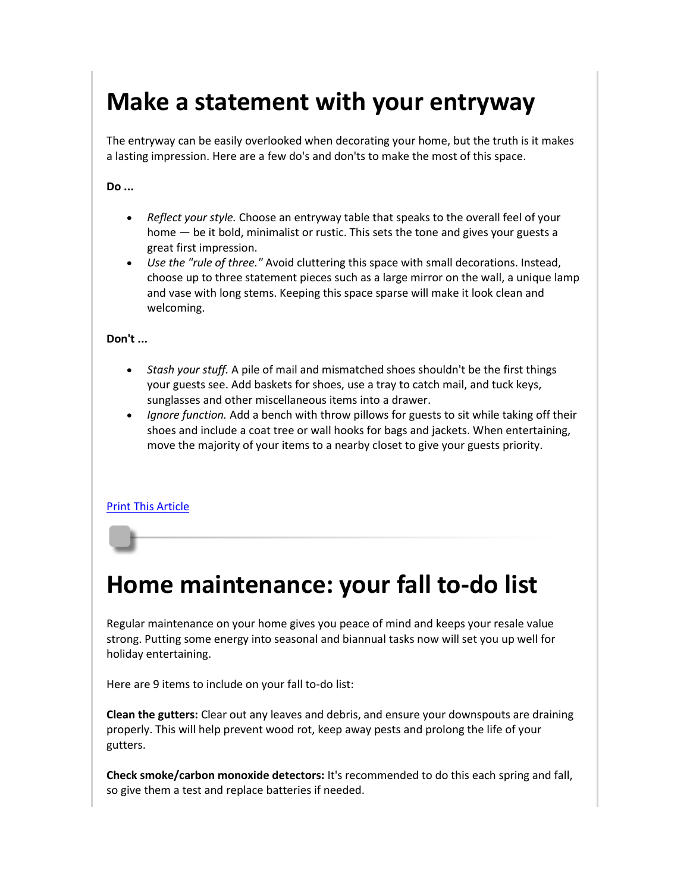# Make a statement with your entryway

The entryway can be easily overlooked when decorating your home, but the truth is it makes a lasting impression. Here are a few do's and don'ts to make the most of this space.

**Do ...**

- *Reflect your style.* Choose an entryway table that speaks to the overall feel of your home — be it bold, minimalist or rustic. This sets the tone and gives your guests a great first impression.
- *Use the "rule of three."* Avoid cluttering this space with small decorations. Instead, choose up to three statement pieces such as a large mirror on the wall, a unique lamp and vase with long stems. Keeping this space sparse will make it look clean and welcoming.

**Don't ...**

- *Stash your stuff.* A pile of mail and mismatched shoes shouldn't be the first things your guests see. Add baskets for shoes, use a tray to catch mail, and tuck keys, sunglasses and other miscellaneous items into a drawer.
- *Ignore function.* Add a bench with throw pillows for guests to sit while taking off their shoes and include a coat tree or wall hooks for bags and jackets. When entertaining, move the majority of your items to a nearby closet to give your guests priority.

Print This Article

# Home maintenance: your fall to-do list

Regular maintenance on your home gives you peace of mind and keeps your resale value strong. Putting some energy into seasonal and biannual tasks now will set you up well for holiday entertaining.

Here are 9 items to include on your fall to-do list:

**Clean the gutters:** Clear out any leaves and debris, and ensure your downspouts are draining properly. This will help prevent wood rot, keep away pests and prolong the life of your gutters.

**Check smoke/carbon monoxide detectors:** It's recommended to do this each spring and fall, so give them a test and replace batteries if needed.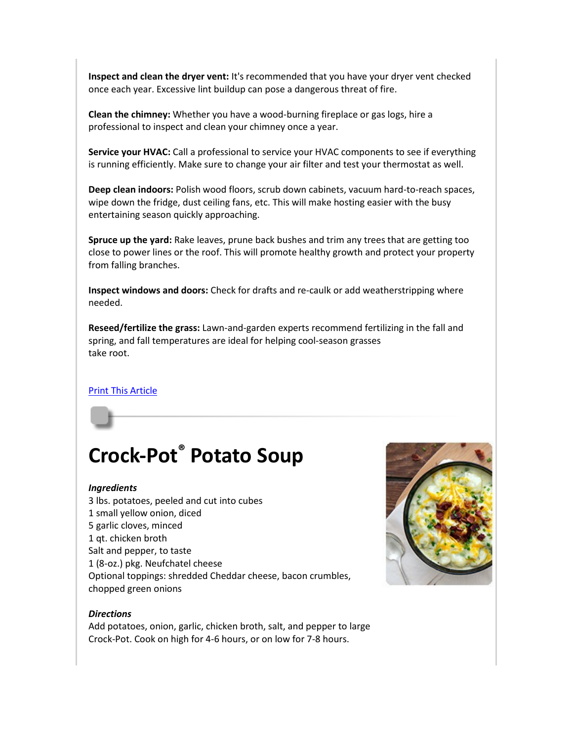**Inspect and clean the dryer vent:** It's recommended that you have your dryer vent checked once each year. Excessive lint buildup can pose a dangerous threat of fire.

**Clean the chimney:** Whether you have a wood-burning fireplace or gas logs, hire a professional to inspect and clean your chimney once a year.

**Service your HVAC:** Call a professional to service your HVAC components to see if everything is running efficiently. Make sure to change your air filter and test your thermostat as well.

**Deep clean indoors:** Polish wood floors, scrub down cabinets, vacuum hard-to-reach spaces, wipe down the fridge, dust ceiling fans, etc. This will make hosting easier with the busy entertaining season quickly approaching.

**Spruce up the yard:** Rake leaves, prune back bushes and trim any trees that are getting too close to power lines or the roof. This will promote healthy growth and protect your property from falling branches.

**Inspect windows and doors:** Check for drafts and re-caulk or add weatherstripping where needed.

**Reseed/fertilize the grass:** Lawn-and-garden experts recommend fertilizing in the fall and spring, and fall temperatures are ideal for helping cool-season grasses take root.

Print This Article

# Crock-Pot® Potato Soup

***Ingredients***

3 lbs. potatoes, peeled and cut into cubes
1 small yellow onion, diced
5 garlic cloves, minced
1 qt. chicken broth
Salt and pepper, to taste
1 (8-oz.) pkg. Neufchatel cheese
Optional toppings: shredded Cheddar cheese, bacon crumbles, chopped green onions

***Directions***

Add potatoes, onion, garlic, chicken broth, salt, and pepper to large Crock-Pot. Cook on high for 4-6 hours, or on low for 7-8 hours.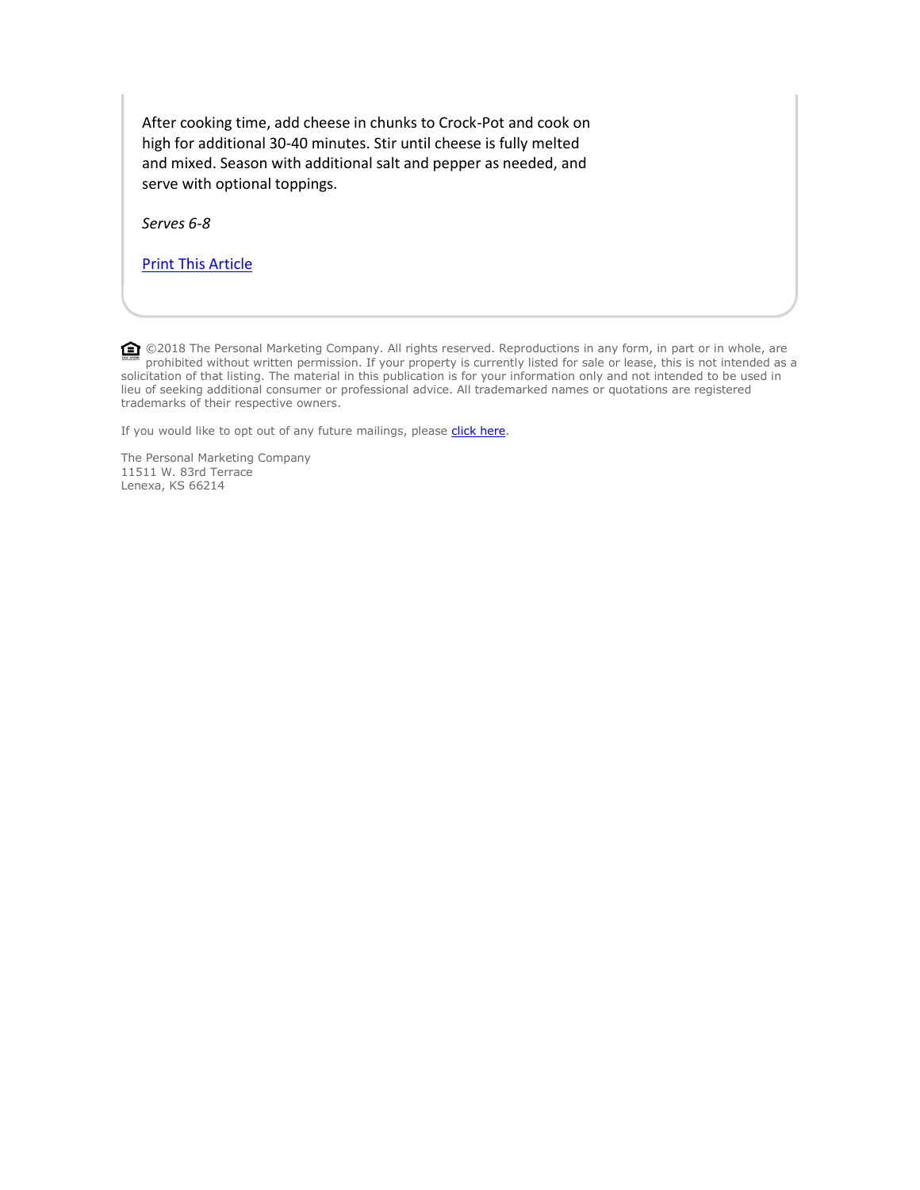After cooking time, add cheese in chunks to Crock-Pot and cook on high for additional 30-40 minutes. Stir until cheese is fully melted and mixed. Season with additional salt and pepper as needed, and serve with optional toppings.

*Serves 6-8*

Print This Article

©2018 The Personal Marketing Company. All rights reserved. Reproductions in any form, in part or in whole, are prohibited without written permission. If your property is currently listed for sale or lease, this is not intended as a solicitation of that listing. The material in this publication is for your information only and not intended to be used in lieu of seeking additional consumer or professional advice. All trademarked names or quotations are registered trademarks of their respective owners.

If you would like to opt out of any future mailings, please click here.

The Personal Marketing Company
11511 W. 83rd Terrace
Lenexa, KS 66214